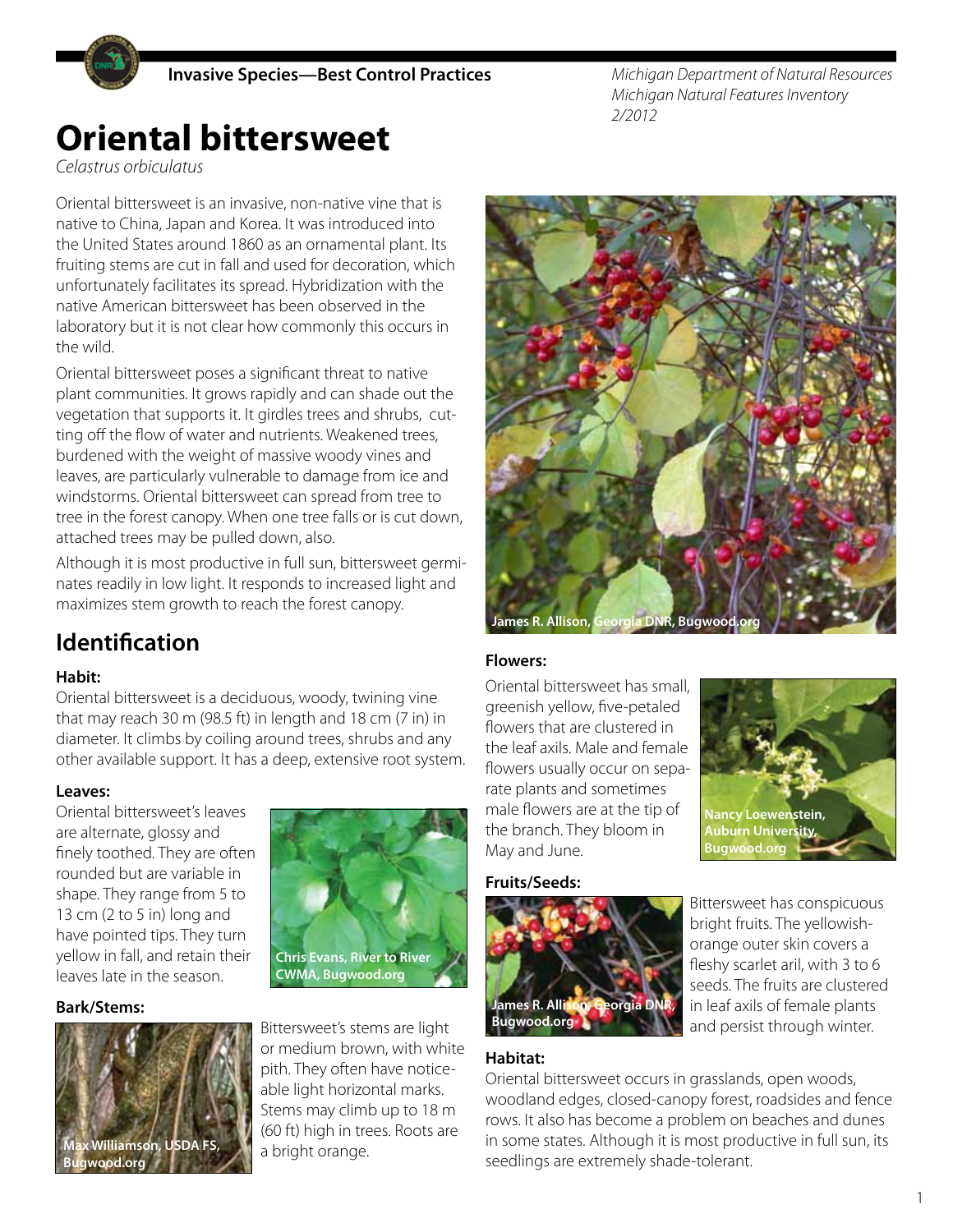**Invasive Species—Best Control Practices**

*Michigan Department of Natural Resources*
*Michigan Natural Features Inventory*
*2/2012*

# Oriental bittersweet

*Celastrus orbiculatus*

Oriental bittersweet is an invasive, non-native vine that is native to China, Japan and Korea. It was introduced into the United States around 1860 as an ornamental plant. Its fruiting stems are cut in fall and used for decoration, which unfortunately facilitates its spread. Hybridization with the native American bittersweet has been observed in the laboratory but it is not clear how commonly this occurs in the wild.

Oriental bittersweet poses a significant threat to native plant communities. It grows rapidly and can shade out the vegetation that supports it. It girdles trees and shrubs, cutting off the flow of water and nutrients. Weakened trees, burdened with the weight of massive woody vines and leaves, are particularly vulnerable to damage from ice and windstorms. Oriental bittersweet can spread from tree to tree in the forest canopy. When one tree falls or is cut down, attached trees may be pulled down, also.

Although it is most productive in full sun, bittersweet germinates readily in low light. It responds to increased light and maximizes stem growth to reach the forest canopy.

James R. Allison, Georgia DNR, Bugwood.org

## Identification

**Habit:**

Oriental bittersweet is a deciduous, woody, twining vine that may reach 30 m (98.5 ft) in length and 18 cm (7 in) in diameter. It climbs by coiling around trees, shrubs and any other available support. It has a deep, extensive root system.

**Leaves:**

Oriental bittersweet's leaves are alternate, glossy and finely toothed. They are often rounded but are variable in shape. They range from 5 to 13 cm (2 to 5 in) long and have pointed tips. They turn yellow in fall, and retain their leaves late in the season.

Chris Evans, River to River CWMA, Bugwood.org

**Bark/Stems:**

Bittersweet's stems are light or medium brown, with white pith. They often have noticeable light horizontal marks. Stems may climb up to 18 m (60 ft) high in trees. Roots are a bright orange.

Max Williamson, USDA FS, Bugwood.org

**Flowers:**

Oriental bittersweet has small, greenish yellow, five-petaled flowers that are clustered in the leaf axils. Male and female flowers usually occur on separate plants and sometimes male flowers are at the tip of the branch. They bloom in May and June.

Nancy Loewenstein, Auburn University, Bugwood.org

**Fruits/Seeds:**

Bittersweet has conspicuous bright fruits. The yellowish-orange outer skin covers a fleshy scarlet aril, with 3 to 6 seeds. The fruits are clustered in leaf axils of female plants and persist through winter.

James R. Allison, Georgia DNR, Bugwood.org

**Habitat:**

Oriental bittersweet occurs in grasslands, open woods, woodland edges, closed-canopy forest, roadsides and fence rows. It also has become a problem on beaches and dunes in some states. Although it is most productive in full sun, its seedlings are extremely shade-tolerant.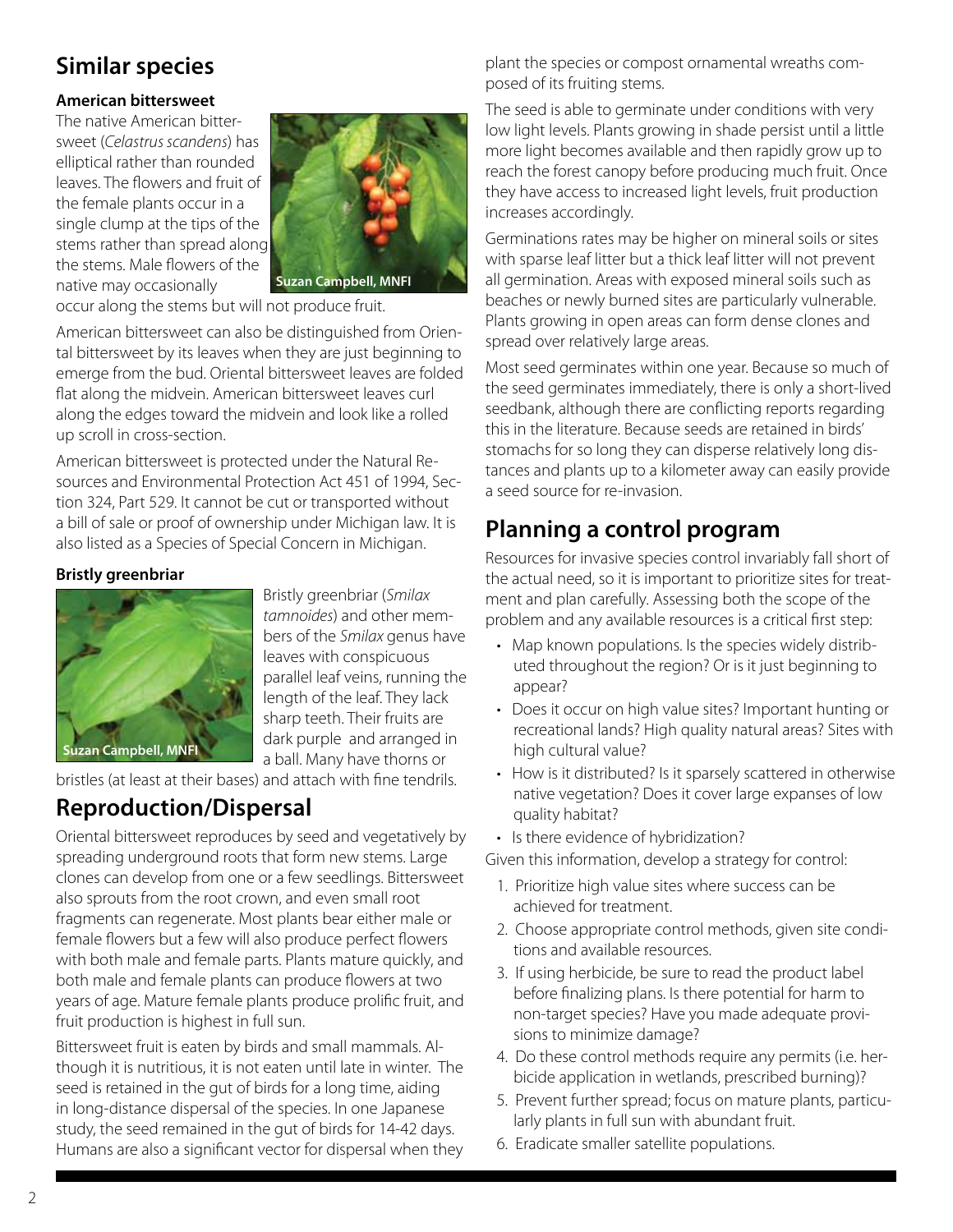## Similar species

### American bittersweet

The native American bittersweet (*Celastrus scandens*) has elliptical rather than rounded leaves. The flowers and fruit of the female plants occur in a single clump at the tips of the stems rather than spread along the stems. Male flowers of the native may occasionally occur along the stems but will not produce fruit.

Suzan Campbell, MNFI

American bittersweet can also be distinguished from Oriental bittersweet by its leaves when they are just beginning to emerge from the bud. Oriental bittersweet leaves are folded flat along the midvein. American bittersweet leaves curl along the edges toward the midvein and look like a rolled up scroll in cross-section.

American bittersweet is protected under the Natural Resources and Environmental Protection Act 451 of 1994, Section 324, Part 529. It cannot be cut or transported without a bill of sale or proof of ownership under Michigan law. It is also listed as a Species of Special Concern in Michigan.

### Bristly greenbriar

Suzan Campbell, MNFI

Bristly greenbriar (*Smilax tamnoides*) and other members of the *Smilax* genus have leaves with conspicuous parallel leaf veins, running the length of the leaf. They lack sharp teeth. Their fruits are dark purple and arranged in a ball. Many have thorns or bristles (at least at their bases) and attach with fine tendrils.

## Reproduction/Dispersal

Oriental bittersweet reproduces by seed and vegetatively by spreading underground roots that form new stems. Large clones can develop from one or a few seedlings. Bittersweet also sprouts from the root crown, and even small root fragments can regenerate. Most plants bear either male or female flowers but a few will also produce perfect flowers with both male and female parts. Plants mature quickly, and both male and female plants can produce flowers at two years of age. Mature female plants produce prolific fruit, and fruit production is highest in full sun.

Bittersweet fruit is eaten by birds and small mammals. Although it is nutritious, it is not eaten until late in winter. The seed is retained in the gut of birds for a long time, aiding in long-distance dispersal of the species. In one Japanese study, the seed remained in the gut of birds for 14-42 days. Humans are also a significant vector for dispersal when they plant the species or compost ornamental wreaths composed of its fruiting stems.

The seed is able to germinate under conditions with very low light levels. Plants growing in shade persist until a little more light becomes available and then rapidly grow up to reach the forest canopy before producing much fruit. Once they have access to increased light levels, fruit production increases accordingly.

Germinations rates may be higher on mineral soils or sites with sparse leaf litter but a thick leaf litter will not prevent all germination. Areas with exposed mineral soils such as beaches or newly burned sites are particularly vulnerable. Plants growing in open areas can form dense clones and spread over relatively large areas.

Most seed germinates within one year. Because so much of the seed germinates immediately, there is only a short-lived seedbank, although there are conflicting reports regarding this in the literature. Because seeds are retained in birds' stomachs for so long they can disperse relatively long distances and plants up to a kilometer away can easily provide a seed source for re-invasion.

## Planning a control program

Resources for invasive species control invariably fall short of the actual need, so it is important to prioritize sites for treatment and plan carefully. Assessing both the scope of the problem and any available resources is a critical first step:

- Map known populations. Is the species widely distributed throughout the region? Or is it just beginning to appear?
- Does it occur on high value sites? Important hunting or recreational lands? High quality natural areas? Sites with high cultural value?
- How is it distributed? Is it sparsely scattered in otherwise native vegetation? Does it cover large expanses of low quality habitat?
- Is there evidence of hybridization?

Given this information, develop a strategy for control:

1. Prioritize high value sites where success can be achieved for treatment.
2. Choose appropriate control methods, given site conditions and available resources.
3. If using herbicide, be sure to read the product label before finalizing plans. Is there potential for harm to non-target species? Have you made adequate provisions to minimize damage?
4. Do these control methods require any permits (i.e. herbicide application in wetlands, prescribed burning)?
5. Prevent further spread; focus on mature plants, particularly plants in full sun with abundant fruit.
6. Eradicate smaller satellite populations.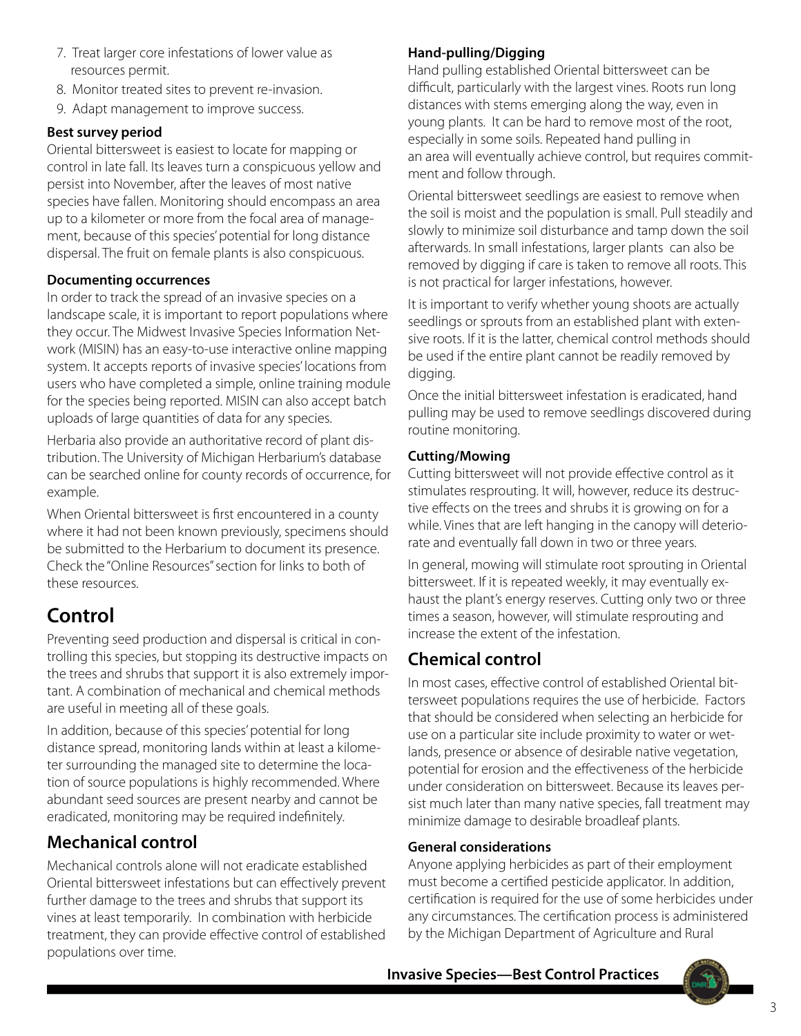7. Treat larger core infestations of lower value as resources permit.
8. Monitor treated sites to prevent re-invasion.
9. Adapt management to improve success.

**Best survey period**

Oriental bittersweet is easiest to locate for mapping or control in late fall. Its leaves turn a conspicuous yellow and persist into November, after the leaves of most native species have fallen. Monitoring should encompass an area up to a kilometer or more from the focal area of management, because of this species' potential for long distance dispersal. The fruit on female plants is also conspicuous.

**Documenting occurrences**

In order to track the spread of an invasive species on a landscape scale, it is important to report populations where they occur. The Midwest Invasive Species Information Network (MISIN) has an easy-to-use interactive online mapping system. It accepts reports of invasive species' locations from users who have completed a simple, online training module for the species being reported. MISIN can also accept batch uploads of large quantities of data for any species.

Herbaria also provide an authoritative record of plant distribution. The University of Michigan Herbarium's database can be searched online for county records of occurrence, for example.

When Oriental bittersweet is first encountered in a county where it had not been known previously, specimens should be submitted to the Herbarium to document its presence. Check the "Online Resources" section for links to both of these resources.

## Control

Preventing seed production and dispersal is critical in controlling this species, but stopping its destructive impacts on the trees and shrubs that support it is also extremely important. A combination of mechanical and chemical methods are useful in meeting all of these goals.

In addition, because of this species' potential for long distance spread, monitoring lands within at least a kilometer surrounding the managed site to determine the location of source populations is highly recommended. Where abundant seed sources are present nearby and cannot be eradicated, monitoring may be required indefinitely.

## Mechanical control

Mechanical controls alone will not eradicate established Oriental bittersweet infestations but can effectively prevent further damage to the trees and shrubs that support its vines at least temporarily. In combination with herbicide treatment, they can provide effective control of established populations over time.

**Hand-pulling/Digging**

Hand pulling established Oriental bittersweet can be difficult, particularly with the largest vines. Roots run long distances with stems emerging along the way, even in young plants. It can be hard to remove most of the root, especially in some soils. Repeated hand pulling in an area will eventually achieve control, but requires commitment and follow through.

Oriental bittersweet seedlings are easiest to remove when the soil is moist and the population is small. Pull steadily and slowly to minimize soil disturbance and tamp down the soil afterwards. In small infestations, larger plants can also be removed by digging if care is taken to remove all roots. This is not practical for larger infestations, however.

It is important to verify whether young shoots are actually seedlings or sprouts from an established plant with extensive roots. If it is the latter, chemical control methods should be used if the entire plant cannot be readily removed by digging.

Once the initial bittersweet infestation is eradicated, hand pulling may be used to remove seedlings discovered during routine monitoring.

**Cutting/Mowing**

Cutting bittersweet will not provide effective control as it stimulates resprouting. It will, however, reduce its destructive effects on the trees and shrubs it is growing on for a while. Vines that are left hanging in the canopy will deteriorate and eventually fall down in two or three years.

In general, mowing will stimulate root sprouting in Oriental bittersweet. If it is repeated weekly, it may eventually exhaust the plant's energy reserves. Cutting only two or three times a season, however, will stimulate resprouting and increase the extent of the infestation.

## Chemical control

In most cases, effective control of established Oriental bittersweet populations requires the use of herbicide. Factors that should be considered when selecting an herbicide for use on a particular site include proximity to water or wetlands, presence or absence of desirable native vegetation, potential for erosion and the effectiveness of the herbicide under consideration on bittersweet. Because its leaves persist much later than many native species, fall treatment may minimize damage to desirable broadleaf plants.

**General considerations**

Anyone applying herbicides as part of their employment must become a certified pesticide applicator. In addition, certification is required for the use of some herbicides under any circumstances. The certification process is administered by the Michigan Department of Agriculture and Rural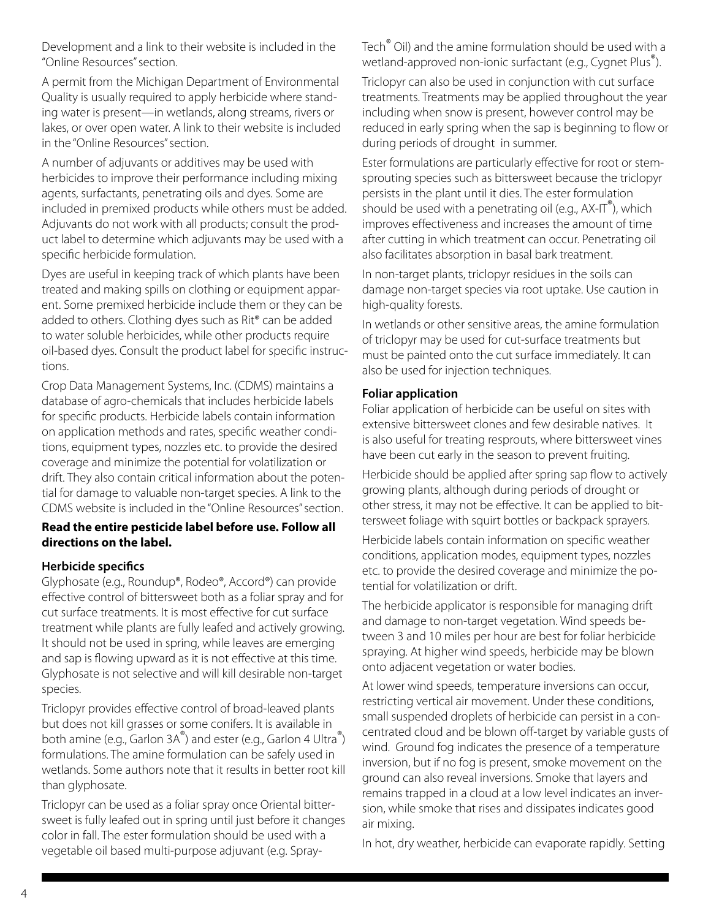Development and a link to their website is included in the "Online Resources" section.

A permit from the Michigan Department of Environmental Quality is usually required to apply herbicide where standing water is present—in wetlands, along streams, rivers or lakes, or over open water. A link to their website is included in the "Online Resources" section.

A number of adjuvants or additives may be used with herbicides to improve their performance including mixing agents, surfactants, penetrating oils and dyes. Some are included in premixed products while others must be added. Adjuvants do not work with all products; consult the product label to determine which adjuvants may be used with a specific herbicide formulation.

Dyes are useful in keeping track of which plants have been treated and making spills on clothing or equipment apparent. Some premixed herbicide include them or they can be added to others. Clothing dyes such as Rit® can be added to water soluble herbicides, while other products require oil-based dyes. Consult the product label for specific instructions.

Crop Data Management Systems, Inc. (CDMS) maintains a database of agro-chemicals that includes herbicide labels for specific products. Herbicide labels contain information on application methods and rates, specific weather conditions, equipment types, nozzles etc. to provide the desired coverage and minimize the potential for volatilization or drift. They also contain critical information about the potential for damage to valuable non-target species. A link to the CDMS website is included in the "Online Resources" section.

**Read the entire pesticide label before use. Follow all directions on the label.**

**Herbicide specifics**

Glyphosate (e.g., Roundup®, Rodeo®, Accord®) can provide effective control of bittersweet both as a foliar spray and for cut surface treatments. It is most effective for cut surface treatment while plants are fully leafed and actively growing. It should not be used in spring, while leaves are emerging and sap is flowing upward as it is not effective at this time. Glyphosate is not selective and will kill desirable non-target species.

Triclopyr provides effective control of broad-leaved plants but does not kill grasses or some conifers. It is available in both amine (e.g., Garlon 3A®) and ester (e.g., Garlon 4 Ultra®) formulations. The amine formulation can be safely used in wetlands. Some authors note that it results in better root kill than glyphosate.

Triclopyr can be used as a foliar spray once Oriental bittersweet is fully leafed out in spring until just before it changes color in fall. The ester formulation should be used with a vegetable oil based multi-purpose adjuvant (e.g. Spray-Tech® Oil) and the amine formulation should be used with a wetland-approved non-ionic surfactant (e.g., Cygnet Plus®).

Triclopyr can also be used in conjunction with cut surface treatments. Treatments may be applied throughout the year including when snow is present, however control may be reduced in early spring when the sap is beginning to flow or during periods of drought in summer.

Ester formulations are particularly effective for root or stem-sprouting species such as bittersweet because the triclopyr persists in the plant until it dies. The ester formulation should be used with a penetrating oil (e.g., AX-IT®), which improves effectiveness and increases the amount of time after cutting in which treatment can occur. Penetrating oil also facilitates absorption in basal bark treatment.

In non-target plants, triclopyr residues in the soils can damage non-target species via root uptake. Use caution in high-quality forests.

In wetlands or other sensitive areas, the amine formulation of triclopyr may be used for cut-surface treatments but must be painted onto the cut surface immediately. It can also be used for injection techniques.

**Foliar application**

Foliar application of herbicide can be useful on sites with extensive bittersweet clones and few desirable natives. It is also useful for treating resprouts, where bittersweet vines have been cut early in the season to prevent fruiting.

Herbicide should be applied after spring sap flow to actively growing plants, although during periods of drought or other stress, it may not be effective. It can be applied to bittersweet foliage with squirt bottles or backpack sprayers.

Herbicide labels contain information on specific weather conditions, application modes, equipment types, nozzles etc. to provide the desired coverage and minimize the potential for volatilization or drift.

The herbicide applicator is responsible for managing drift and damage to non-target vegetation. Wind speeds between 3 and 10 miles per hour are best for foliar herbicide spraying. At higher wind speeds, herbicide may be blown onto adjacent vegetation or water bodies.

At lower wind speeds, temperature inversions can occur, restricting vertical air movement. Under these conditions, small suspended droplets of herbicide can persist in a concentrated cloud and be blown off-target by variable gusts of wind. Ground fog indicates the presence of a temperature inversion, but if no fog is present, smoke movement on the ground can also reveal inversions. Smoke that layers and remains trapped in a cloud at a low level indicates an inversion, while smoke that rises and dissipates indicates good air mixing.

In hot, dry weather, herbicide can evaporate rapidly. Setting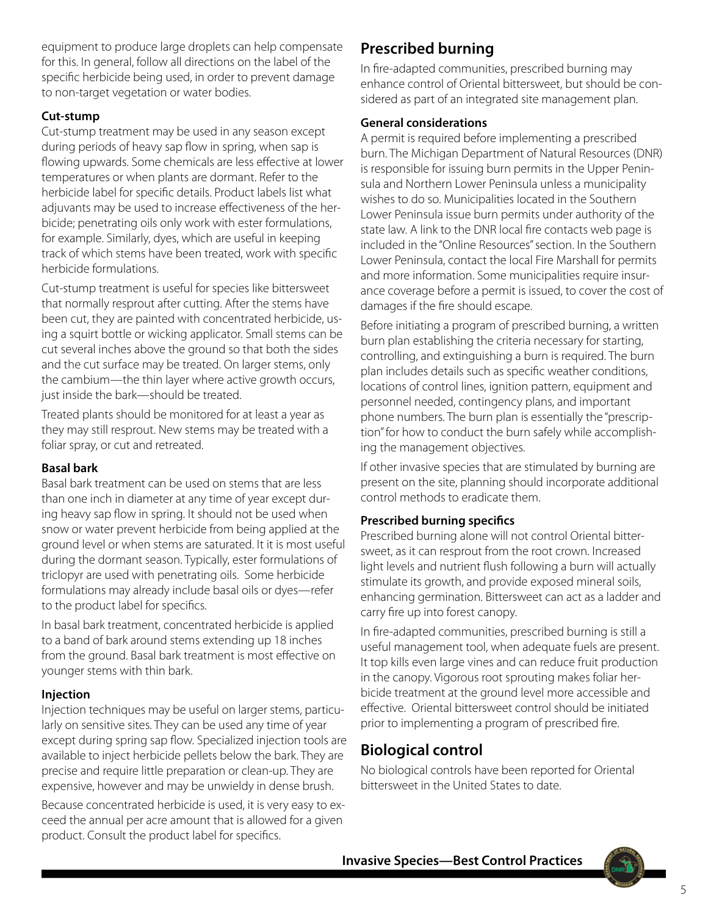equipment to produce large droplets can help compensate for this. In general, follow all directions on the label of the specific herbicide being used, in order to prevent damage to non-target vegetation or water bodies.

#### Cut-stump

Cut-stump treatment may be used in any season except during periods of heavy sap flow in spring, when sap is flowing upwards. Some chemicals are less effective at lower temperatures or when plants are dormant. Refer to the herbicide label for specific details. Product labels list what adjuvants may be used to increase effectiveness of the herbicide; penetrating oils only work with ester formulations, for example. Similarly, dyes, which are useful in keeping track of which stems have been treated, work with specific herbicide formulations.

Cut-stump treatment is useful for species like bittersweet that normally resprout after cutting. After the stems have been cut, they are painted with concentrated herbicide, using a squirt bottle or wicking applicator. Small stems can be cut several inches above the ground so that both the sides and the cut surface may be treated. On larger stems, only the cambium—the thin layer where active growth occurs, just inside the bark—should be treated.

Treated plants should be monitored for at least a year as they may still resprout. New stems may be treated with a foliar spray, or cut and retreated.

#### Basal bark

Basal bark treatment can be used on stems that are less than one inch in diameter at any time of year except during heavy sap flow in spring. It should not be used when snow or water prevent herbicide from being applied at the ground level or when stems are saturated. It it is most useful during the dormant season. Typically, ester formulations of triclopyr are used with penetrating oils. Some herbicide formulations may already include basal oils or dyes—refer to the product label for specifics.

In basal bark treatment, concentrated herbicide is applied to a band of bark around stems extending up 18 inches from the ground. Basal bark treatment is most effective on younger stems with thin bark.

#### Injection

Injection techniques may be useful on larger stems, particularly on sensitive sites. They can be used any time of year except during spring sap flow. Specialized injection tools are available to inject herbicide pellets below the bark. They are precise and require little preparation or clean-up. They are expensive, however and may be unwieldy in dense brush.

Because concentrated herbicide is used, it is very easy to exceed the annual per acre amount that is allowed for a given product. Consult the product label for specifics.

## Prescribed burning

In fire-adapted communities, prescribed burning may enhance control of Oriental bittersweet, but should be considered as part of an integrated site management plan.

#### General considerations

A permit is required before implementing a prescribed burn. The Michigan Department of Natural Resources (DNR) is responsible for issuing burn permits in the Upper Peninsula and Northern Lower Peninsula unless a municipality wishes to do so. Municipalities located in the Southern Lower Peninsula issue burn permits under authority of the state law. A link to the DNR local fire contacts web page is included in the "Online Resources" section. In the Southern Lower Peninsula, contact the local Fire Marshall for permits and more information. Some municipalities require insurance coverage before a permit is issued, to cover the cost of damages if the fire should escape.

Before initiating a program of prescribed burning, a written burn plan establishing the criteria necessary for starting, controlling, and extinguishing a burn is required. The burn plan includes details such as specific weather conditions, locations of control lines, ignition pattern, equipment and personnel needed, contingency plans, and important phone numbers. The burn plan is essentially the "prescription" for how to conduct the burn safely while accomplishing the management objectives.

If other invasive species that are stimulated by burning are present on the site, planning should incorporate additional control methods to eradicate them.

#### Prescribed burning specifics

Prescribed burning alone will not control Oriental bittersweet, as it can resprout from the root crown. Increased light levels and nutrient flush following a burn will actually stimulate its growth, and provide exposed mineral soils, enhancing germination. Bittersweet can act as a ladder and carry fire up into forest canopy.

In fire-adapted communities, prescribed burning is still a useful management tool, when adequate fuels are present. It top kills even large vines and can reduce fruit production in the canopy. Vigorous root sprouting makes foliar herbicide treatment at the ground level more accessible and effective. Oriental bittersweet control should be initiated prior to implementing a program of prescribed fire.

## Biological control

No biological controls have been reported for Oriental bittersweet in the United States to date.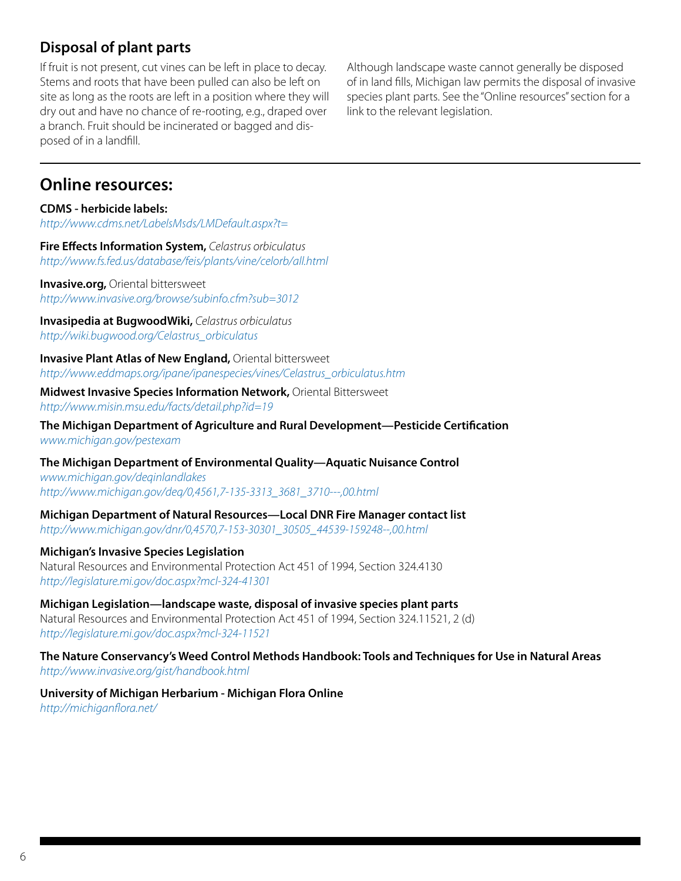## Disposal of plant parts

If fruit is not present, cut vines can be left in place to decay. Stems and roots that have been pulled can also be left on site as long as the roots are left in a position where they will dry out and have no chance of re-rooting, e.g., draped over a branch. Fruit should be incinerated or bagged and disposed of in a landfill.

Although landscape waste cannot generally be disposed of in land fills, Michigan law permits the disposal of invasive species plant parts. See the "Online resources" section for a link to the relevant legislation.

---

## Online resources:

**CDMS - herbicide labels:**
*http://www.cdms.net/LabelsMsds/LMDefault.aspx?t=*

**Fire Effects Information System,** *Celastrus orbiculatus*
*http://www.fs.fed.us/database/feis/plants/vine/celorb/all.html*

**Invasive.org,** Oriental bittersweet
*http://www.invasive.org/browse/subinfo.cfm?sub=3012*

**Invasipedia at BugwoodWiki,** *Celastrus orbiculatus*
*http://wiki.bugwood.org/Celastrus_orbiculatus*

**Invasive Plant Atlas of New England,** Oriental bittersweet
*http://www.eddmaps.org/ipane/ipanespecies/vines/Celastrus_orbiculatus.htm*

**Midwest Invasive Species Information Network,** Oriental Bittersweet
*http://www.misin.msu.edu/facts/detail.php?id=19*

**The Michigan Department of Agriculture and Rural Development—Pesticide Certification**
*www.michigan.gov/pestexam*

**The Michigan Department of Environmental Quality—Aquatic Nuisance Control**
*www.michigan.gov/deqinlandlakes*
*http://www.michigan.gov/deq/0,4561,7-135-3313_3681_3710---,00.html*

**Michigan Department of Natural Resources—Local DNR Fire Manager contact list**
*http://www.michigan.gov/dnr/0,4570,7-153-30301_30505_44539-159248--,00.html*

**Michigan's Invasive Species Legislation**
Natural Resources and Environmental Protection Act 451 of 1994, Section 324.4130
*http://legislature.mi.gov/doc.aspx?mcl-324-41301*

**Michigan Legislation—landscape waste, disposal of invasive species plant parts**
Natural Resources and Environmental Protection Act 451 of 1994, Section 324.11521, 2 (d)
*http://legislature.mi.gov/doc.aspx?mcl-324-11521*

**The Nature Conservancy's Weed Control Methods Handbook: Tools and Techniques for Use in Natural Areas**
*http://www.invasive.org/gist/handbook.html*

**University of Michigan Herbarium - Michigan Flora Online**
*http://michiganflora.net/*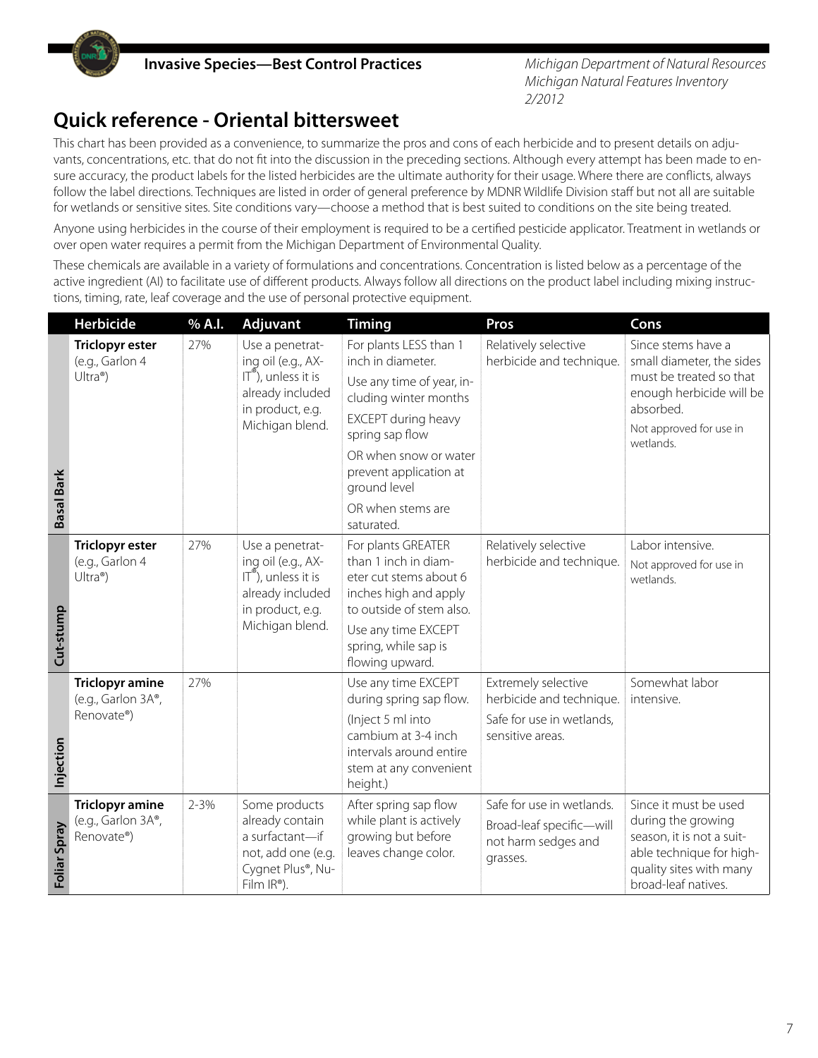**Invasive Species—Best Control Practices**

*Michigan Department of Natural Resources*
*Michigan Natural Features Inventory*
*2/2012*

## Quick reference - Oriental bittersweet

This chart has been provided as a convenience, to summarize the pros and cons of each herbicide and to present details on adjuvants, concentrations, etc. that do not fit into the discussion in the preceding sections. Although every attempt has been made to ensure accuracy, the product labels for the listed herbicides are the ultimate authority for their usage. Where there are conflicts, always follow the label directions. Techniques are listed in order of general preference by MDNR Wildlife Division staff but not all are suitable for wetlands or sensitive sites. Site conditions vary—choose a method that is best suited to conditions on the site being treated.

Anyone using herbicides in the course of their employment is required to be a certified pesticide applicator. Treatment in wetlands or over open water requires a permit from the Michigan Department of Environmental Quality.

These chemicals are available in a variety of formulations and concentrations. Concentration is listed below as a percentage of the active ingredient (AI) to facilitate use of different products. Always follow all directions on the product label including mixing instructions, timing, rate, leaf coverage and the use of personal protective equipment.

| | Herbicide | % A.I. | Adjuvant | Timing | Pros | Cons |
|---|---|---|---|---|---|---|
| **Basal Bark** | **Triclopyr ester** (e.g., Garlon 4 Ultra®) | 27% | Use a penetrating oil (e.g., AX-IT®), unless it is already included in product, e.g. Michigan blend. | For plants LESS than 1 inch in diameter. Use any time of year, including winter months EXCEPT during heavy spring sap flow OR when snow or water prevent application at ground level OR when stems are saturated. | Relatively selective herbicide and technique. | Since stems have a small diameter, the sides must be treated so that enough herbicide will be absorbed. Not approved for use in wetlands. |
| **Cut-stump** | **Triclopyr ester** (e.g., Garlon 4 Ultra®) | 27% | Use a penetrating oil (e.g., AX-IT®), unless it is already included in product, e.g. Michigan blend. | For plants GREATER than 1 inch in diameter cut stems about 6 inches high and apply to outside of stem also. Use any time EXCEPT spring, while sap is flowing upward. | Relatively selective herbicide and technique. | Labor intensive. Not approved for use in wetlands. |
| **Injection** | **Triclopyr amine** (e.g., Garlon 3A®, Renovate®) | 27% | | Use any time EXCEPT during spring sap flow. (Inject 5 ml into cambium at 3-4 inch intervals around entire stem at any convenient height.) | Extremely selective herbicide and technique. Safe for use in wetlands, sensitive areas. | Somewhat labor intensive. |
| **Foliar Spray** | **Triclopyr amine** (e.g., Garlon 3A®, Renovate®) | 2-3% | Some products already contain a surfactant—if not, add one (e.g. Cygnet Plus®, Nu-Film IR®). | After spring sap flow while plant is actively growing but before leaves change color. | Safe for use in wetlands. Broad-leaf specific—will not harm sedges and grasses. | Since it must be used during the growing season, it is not a suitable technique for high-quality sites with many broad-leaf natives. |